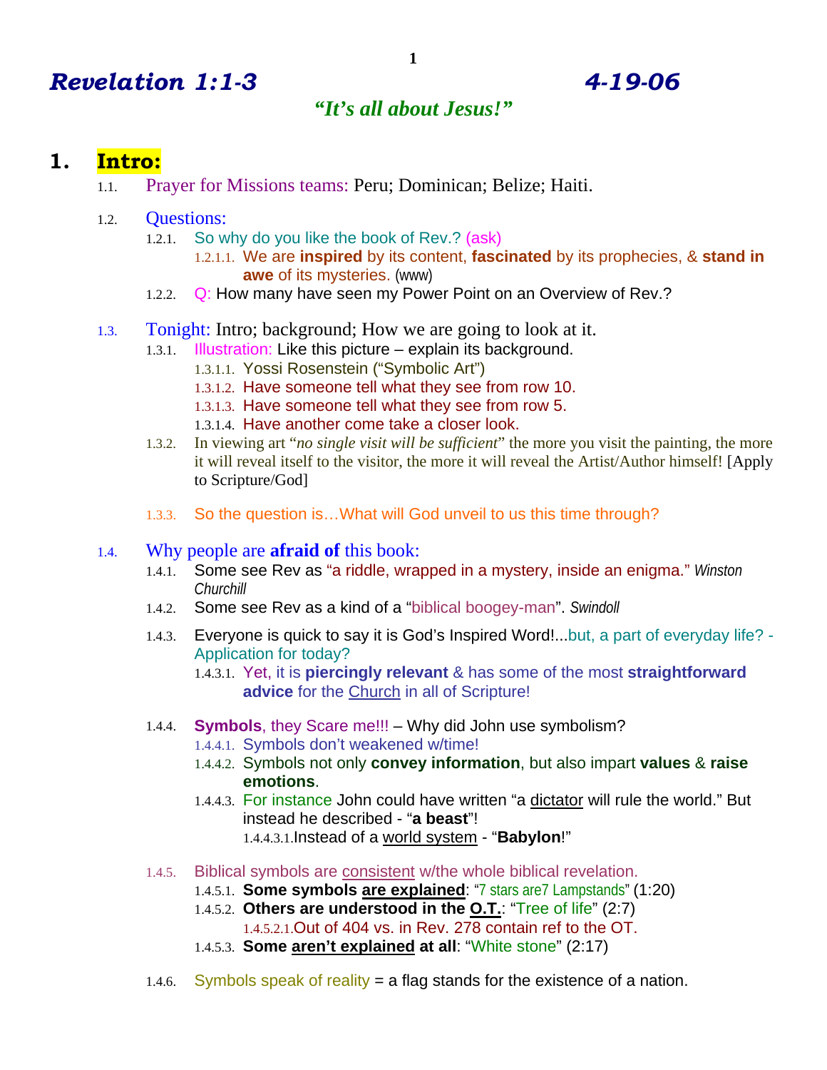# *Revelation 1:1-3* *4-19-06*

## *"It's all about Jesus!"*

## 1. Intro:

1.1. Prayer for Missions teams: Peru; Dominican; Belize; Haiti.

1.2. Questions:

- 1.2.1. So why do you like the book of Rev.? (ask)
  - 1.2.1.1. We are **inspired** by its content, **fascinated** by its prophecies, & **stand in awe** of its mysteries. (www)
- 1.2.2. Q: How many have seen my Power Point on an Overview of Rev.?

1.3. Tonight: Intro; background; How we are going to look at it.

- 1.3.1. Illustration: Like this picture – explain its background.
  - 1.3.1.1. Yossi Rosenstein ("Symbolic Art")
  - 1.3.1.2. Have someone tell what they see from row 10.
  - 1.3.1.3. Have someone tell what they see from row 5.
  - 1.3.1.4. Have another come take a closer look.
- 1.3.2. In viewing art "*no single visit will be sufficient*" the more you visit the painting, the more it will reveal itself to the visitor, the more it will reveal the Artist/Author himself! [Apply to Scripture/God]
- 1.3.3. So the question is…What will God unveil to us this time through?

1.4. Why people are **afraid of** this book:

- 1.4.1. Some see Rev as "a riddle, wrapped in a mystery, inside an enigma." *Winston Churchill*
- 1.4.2. Some see Rev as a kind of a "biblical boogey-man". *Swindoll*
- 1.4.3. Everyone is quick to say it is God's Inspired Word!...but, a part of everyday life? - Application for today?
  - 1.4.3.1. Yet, it is **piercingly relevant** & has some of the most **straightforward advice** for the <u>Church</u> in all of Scripture!
- 1.4.4. **Symbols**, they Scare me!!! – Why did John use symbolism?
  - 1.4.4.1. Symbols don't weakened w/time!
  - 1.4.4.2. Symbols not only **convey information**, but also impart **values** & **raise emotions**.
  - 1.4.4.3. For instance John could have written "a <u>dictator</u> will rule the world." But instead he described - "**a beast**"!
    - 1.4.4.3.1. Instead of a <u>world system</u> - "**Babylon**!"
- 1.4.5. Biblical symbols are <u>consistent</u> w/the whole biblical revelation.
  - 1.4.5.1. **Some symbols <u>are explained</u>**: "7 stars are7 Lampstands" (1:20)
  - 1.4.5.2. **Others are understood in the <u>O.T.</u>**: "Tree of life" (2:7)
    - 1.4.5.2.1. Out of 404 vs. in Rev. 278 contain ref to the OT.
  - 1.4.5.3. **Some <u>aren't explained</u> at all**: "White stone" (2:17)
- 1.4.6. Symbols speak of reality = a flag stands for the existence of a nation.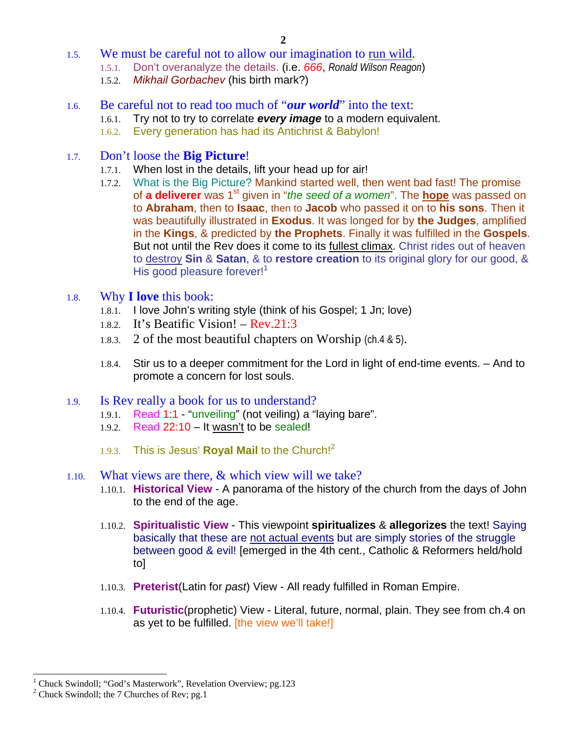1.5. We must be careful not to allow our imagination to run wild.
   - 1.5.1. Don't overanalyze the details. (i.e. *666*, *Ronald Wilson Reagon*)
   - 1.5.2. *Mikhail Gorbachev* (his birth mark?)

1.6. Be careful not to read too much of "***our world***" into the text:
   - 1.6.1. Try not to try to correlate ***every image*** to a modern equivalent.
   - 1.6.2. Every generation has had its Antichrist & Babylon!

1.7. Don't loose the **Big Picture**!
   - 1.7.1. When lost in the details, lift your head up for air!
   - 1.7.2. What is the Big Picture? Mankind started well, then went bad fast! The promise of **a deliverer** was 1st given in "*the seed of a women*". The **hope** was passed on to **Abraham**, then to **Isaac**, then to **Jacob** who passed it on to **his sons**. Then it was beautifully illustrated in **Exodus**. It was longed for by **the Judges**, amplified in the **Kings**, & predicted by **the Prophets**. Finally it was fulfilled in the **Gospels**. But not until the Rev does it come to its fullest climax. Christ rides out of heaven to destroy **Sin** & **Satan**, & to **restore creation** to its original glory for our good, & His good pleasure forever![1]

1.8. Why **I love** this book:
   - 1.8.1. I love John's writing style (think of his Gospel; 1 Jn; love)
   - 1.8.2. It's Beatific Vision! – Rev.21:3
   - 1.8.3. 2 of the most beautiful chapters on Worship (ch.4 & 5).
   - 1.8.4. Stir us to a deeper commitment for the Lord in light of end-time events. – And to promote a concern for lost souls.

1.9. Is Rev really a book for us to understand?
   - 1.9.1. Read 1:1 - "unveiling" (not veiling) a "laying bare".
   - 1.9.2. Read 22:10 – It wasn't to be sealed!
   - 1.9.3. This is Jesus' **Royal Mail** to the Church![2]

1.10. What views are there, & which view will we take?
   - 1.10.1. **Historical View** - A panorama of the history of the church from the days of John to the end of the age.
   - 1.10.2. **Spiritualistic View** - This viewpoint **spiritualizes** & **allegorizes** the text! Saying basically that these are not actual events but are simply stories of the struggle between good & evil! [emerged in the 4th cent., Catholic & Reformers held/hold to]
   - 1.10.3. **Preterist**(Latin for *past*) View - All ready fulfilled in Roman Empire.
   - 1.10.4. **Futuristic**(prophetic) View - Literal, future, normal, plain. They see from ch.4 on as yet to be fulfilled. [the view we'll take!]

---

[1] Chuck Swindoll; "God's Masterwork", Revelation Overview; pg.123
[2] Chuck Swindoll; the 7 Churches of Rev; pg.1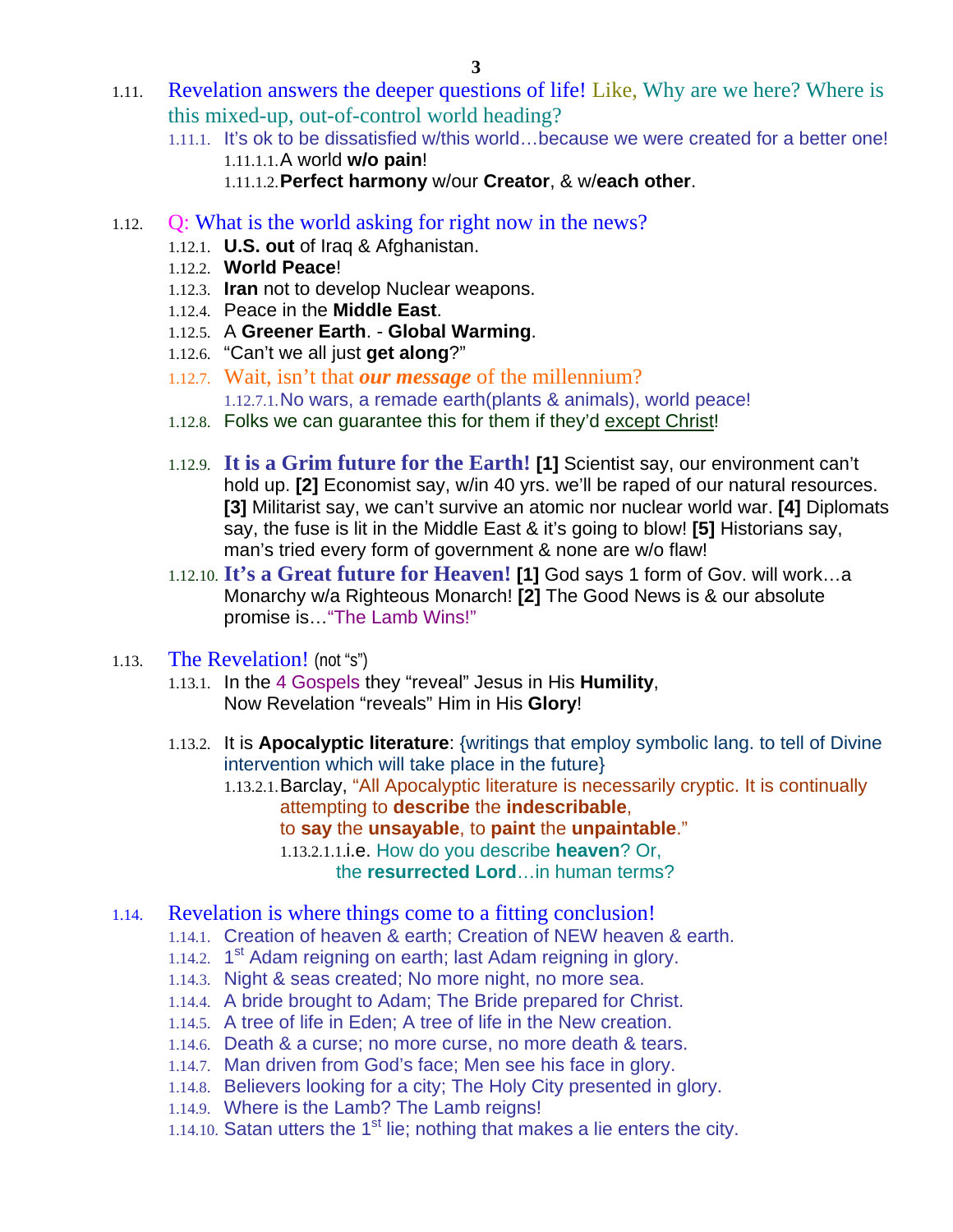- 1.11. Revelation answers the deeper questions of life! Like, Why are we here? Where is this mixed-up, out-of-control world heading?
  - 1.11.1. It's ok to be dissatisfied w/this world…because we were created for a better one!
    - 1.11.1.1. A world **w/o pain**!
    - 1.11.1.2. **Perfect harmony** w/our **Creator**, & w/**each other**.

- 1.12. Q: What is the world asking for right now in the news?
  - 1.12.1. **U.S. out** of Iraq & Afghanistan.
  - 1.12.2. **World Peace**!
  - 1.12.3. **Iran** not to develop Nuclear weapons.
  - 1.12.4. Peace in the **Middle East**.
  - 1.12.5. A **Greener Earth**. - **Global Warming**.
  - 1.12.6. "Can't we all just **get along**?"
  - 1.12.7. Wait, isn't that ***our message*** of the millennium?
    - 1.12.7.1. No wars, a remade earth(plants & animals), world peace!
  - 1.12.8. Folks we can guarantee this for them if they'd except Christ!
  - 1.12.9. **It is a Grim future for the Earth!** **[1]** Scientist say, our environment can't hold up. **[2]** Economist say, w/in 40 yrs. we'll be raped of our natural resources. **[3]** Militarist say, we can't survive an atomic nor nuclear world war. **[4]** Diplomats say, the fuse is lit in the Middle East & it's going to blow! **[5]** Historians say, man's tried every form of government & none are w/o flaw!
  - 1.12.10. **It's a Great future for Heaven!** **[1]** God says 1 form of Gov. will work…a Monarchy w/a Righteous Monarch! **[2]** The Good News is & our absolute promise is…"The Lamb Wins!"

- 1.13. The Revelation! (not "s")
  - 1.13.1. In the 4 Gospels they "reveal" Jesus in His **Humility**, Now Revelation "reveals" Him in His **Glory**!
  - 1.13.2. It is **Apocalyptic literature**: {writings that employ symbolic lang. to tell of Divine intervention which will take place in the future}
    - 1.13.2.1. Barclay, "All Apocalyptic literature is necessarily cryptic. It is continually attempting to **describe** the **indescribable**, to **say** the **unsayable**, to **paint** the **unpaintable**."
      - 1.13.2.1.1. i.e. How do you describe **heaven**? Or, the **resurrected Lord**…in human terms?

- 1.14. Revelation is where things come to a fitting conclusion!
  - 1.14.1. Creation of heaven & earth; Creation of NEW heaven & earth.
  - 1.14.2. 1st Adam reigning on earth; last Adam reigning in glory.
  - 1.14.3. Night & seas created; No more night, no more sea.
  - 1.14.4. A bride brought to Adam; The Bride prepared for Christ.
  - 1.14.5. A tree of life in Eden; A tree of life in the New creation.
  - 1.14.6. Death & a curse; no more curse, no more death & tears.
  - 1.14.7. Man driven from God's face; Men see his face in glory.
  - 1.14.8. Believers looking for a city; The Holy City presented in glory.
  - 1.14.9. Where is the Lamb? The Lamb reigns!
  - 1.14.10. Satan utters the 1st lie; nothing that makes a lie enters the city.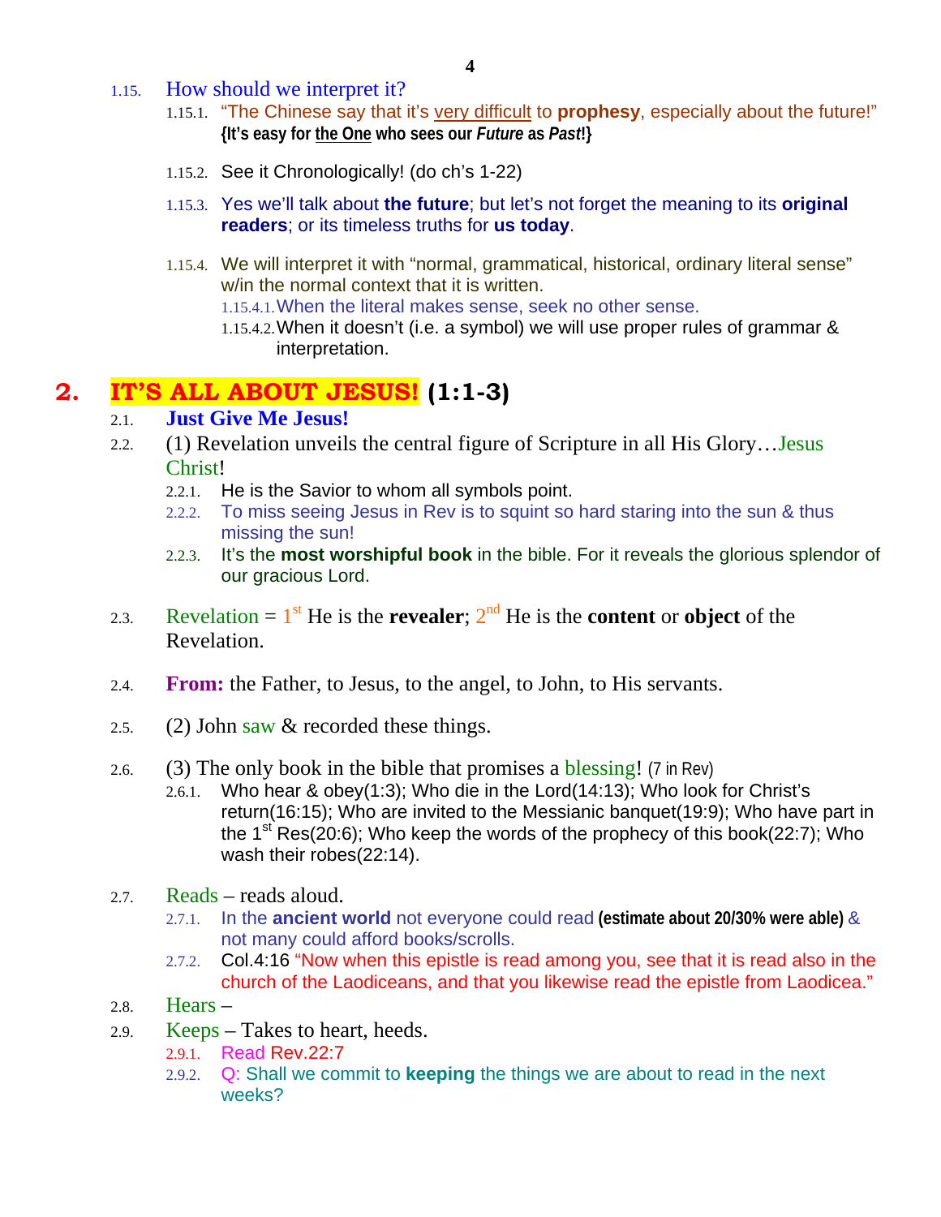1.15. How should we interpret it?

- 1.15.1. "The Chinese say that it's very difficult to **prophesy**, especially about the future!" **{It's easy for the One who sees our *Future* as *Past*!}**
- 1.15.2. See it Chronologically! (do ch's 1-22)
- 1.15.3. Yes we'll talk about **the future**; but let's not forget the meaning to its **original readers**; or its timeless truths for **us today**.
- 1.15.4. We will interpret it with "normal, grammatical, historical, ordinary literal sense" w/in the normal context that it is written.
  - 1.15.4.1. When the literal makes sense, seek no other sense.
  - 1.15.4.2. When it doesn't (i.e. a symbol) we will use proper rules of grammar & interpretation.

# 2. IT'S ALL ABOUT JESUS! (1:1-3)

2.1. **Just Give Me Jesus!**

2.2. (1) Revelation unveils the central figure of Scripture in all His Glory…Jesus Christ!

- 2.2.1. He is the Savior to whom all symbols point.
- 2.2.2. To miss seeing Jesus in Rev is to squint so hard staring into the sun & thus missing the sun!
- 2.2.3. It's the **most worshipful book** in the bible. For it reveals the glorious splendor of our gracious Lord.

2.3. Revelation = 1st He is the **revealer**; 2nd He is the **content** or **object** of the Revelation.

2.4. **From:** the Father, to Jesus, to the angel, to John, to His servants.

2.5. (2) John saw & recorded these things.

2.6. (3) The only book in the bible that promises a blessing! (7 in Rev)

- 2.6.1. Who hear & obey(1:3); Who die in the Lord(14:13); Who look for Christ's return(16:15); Who are invited to the Messianic banquet(19:9); Who have part in the 1st Res(20:6); Who keep the words of the prophecy of this book(22:7); Who wash their robes(22:14).

2.7. Reads – reads aloud.

- 2.7.1. In the **ancient world** not everyone could read **(estimate about 20/30% were able)** & not many could afford books/scrolls.
- 2.7.2. Col.4:16 "Now when this epistle is read among you, see that it is read also in the church of the Laodiceans, and that you likewise read the epistle from Laodicea."

2.8. Hears –

2.9. Keeps – Takes to heart, heeds.

- 2.9.1. Read Rev.22:7
- 2.9.2. Q: Shall we commit to **keeping** the things we are about to read in the next weeks?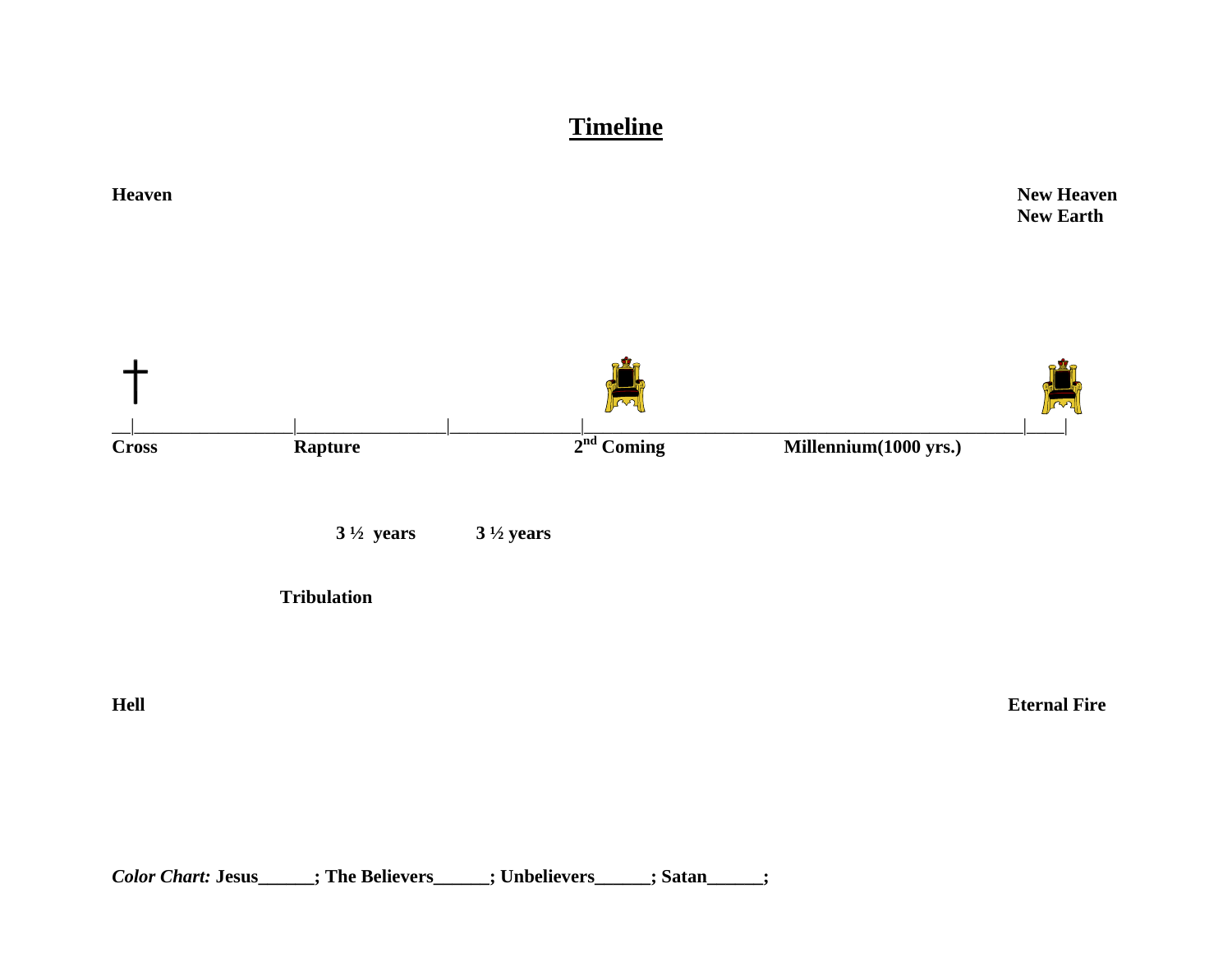# Timeline

**Heaven** **New Heaven**
**New Earth**

**Cross** **Rapture** **2nd Coming** **Millennium(1000 yrs.)**

**3 ½ years** **3 ½ years**

**Tribulation**

**Hell** **Eternal Fire**

*Color Chart:* **Jesus______; The Believers______; Unbelievers______; Satan______;**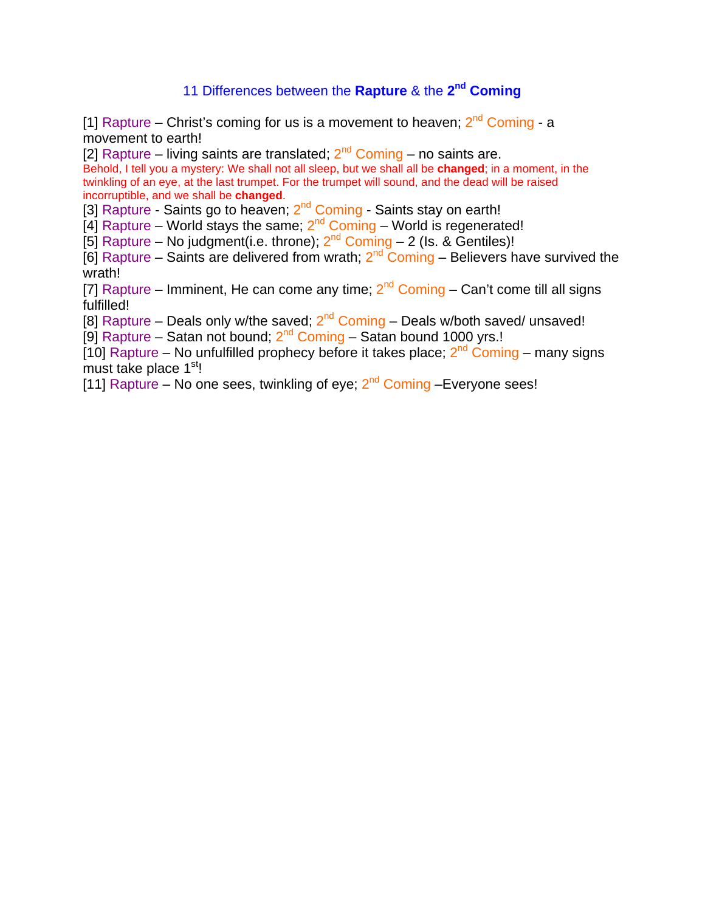## 11 Differences between the **Rapture** & the **2nd Coming**

[1] Rapture – Christ's coming for us is a movement to heaven; 2nd Coming - a movement to earth!

[2] Rapture – living saints are translated; 2nd Coming – no saints are.

Behold, I tell you a mystery: We shall not all sleep, but we shall all be **changed**; in a moment, in the twinkling of an eye, at the last trumpet. For the trumpet will sound, and the dead will be raised incorruptible, and we shall be **changed**.

[3] Rapture - Saints go to heaven; 2nd Coming - Saints stay on earth!

[4] Rapture – World stays the same; 2nd Coming – World is regenerated!

[5] Rapture – No judgment(i.e. throne); 2nd Coming – 2 (Is. & Gentiles)!

[6] Rapture – Saints are delivered from wrath; 2nd Coming – Believers have survived the wrath!

[7] Rapture – Imminent, He can come any time; 2nd Coming – Can't come till all signs fulfilled!

[8] Rapture – Deals only w/the saved; 2nd Coming – Deals w/both saved/ unsaved!

[9] Rapture – Satan not bound; 2nd Coming – Satan bound 1000 yrs.!

[10] Rapture – No unfulfilled prophecy before it takes place; 2nd Coming – many signs must take place 1st!

[11] Rapture – No one sees, twinkling of eye; 2nd Coming –Everyone sees!